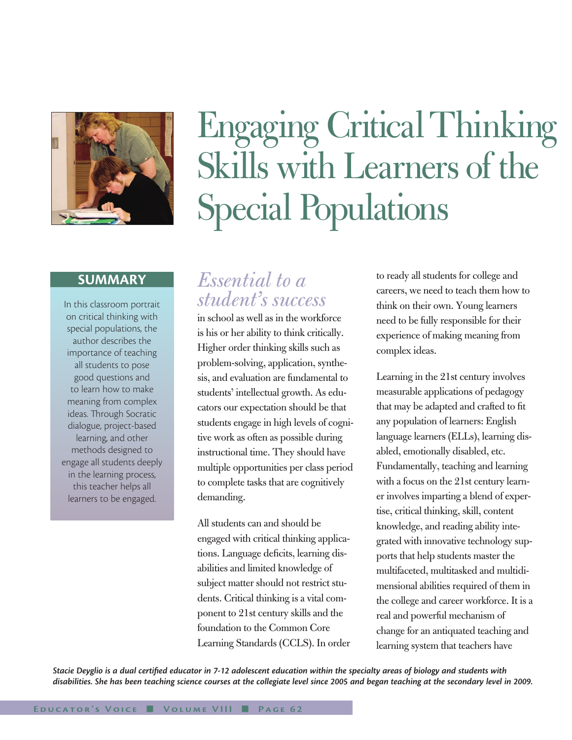# Engaging Critical Thinking Skills with Learners of the Special Populations

## SUMMARY

In this classroom portrait on critical thinking with special populations, the author describes the importance of teaching all students to pose good questions and to learn how to make meaning from complex ideas. Through Socratic dialogue, project-based learning, and other methods designed to engage all students deeply in the learning process, this teacher helps all learners to be engaged.

*Essential to a student's success* in school as well as in the workforce is his or her ability to think critically. Higher order thinking skills such as problem-solving, application, synthesis, and evaluation are fundamental to students' intellectual growth. As educators our expectation should be that students engage in high levels of cognitive work as often as possible during instructional time. They should have multiple opportunities per class period to complete tasks that are cognitively demanding.

All students can and should be engaged with critical thinking applications. Language deficits, learning disabilities and limited knowledge of subject matter should not restrict students. Critical thinking is a vital component to 21st century skills and the foundation to the Common Core Learning Standards (CCLS). In order to ready all students for college and careers, we need to teach them how to think on their own. Young learners need to be fully responsible for their experience of making meaning from complex ideas.

Learning in the 21st century involves measurable applications of pedagogy that may be adapted and crafted to fit any population of learners: English language learners (ELLs), learning disabled, emotionally disabled, etc. Fundamentally, teaching and learning with a focus on the 21st century learner involves imparting a blend of expertise, critical thinking, skill, content knowledge, and reading ability integrated with innovative technology supports that help students master the multifaceted, multitasked and multidimensional abilities required of them in the college and career workforce. It is a real and powerful mechanism of change for an antiquated teaching and learning system that teachers have

*Stacie Deyglio is a dual certified educator in 7-12 adolescent education within the specialty areas of biology and students with disabilities. She has been teaching science courses at the collegiate level since 2005 and began teaching at the secondary level in 2009.*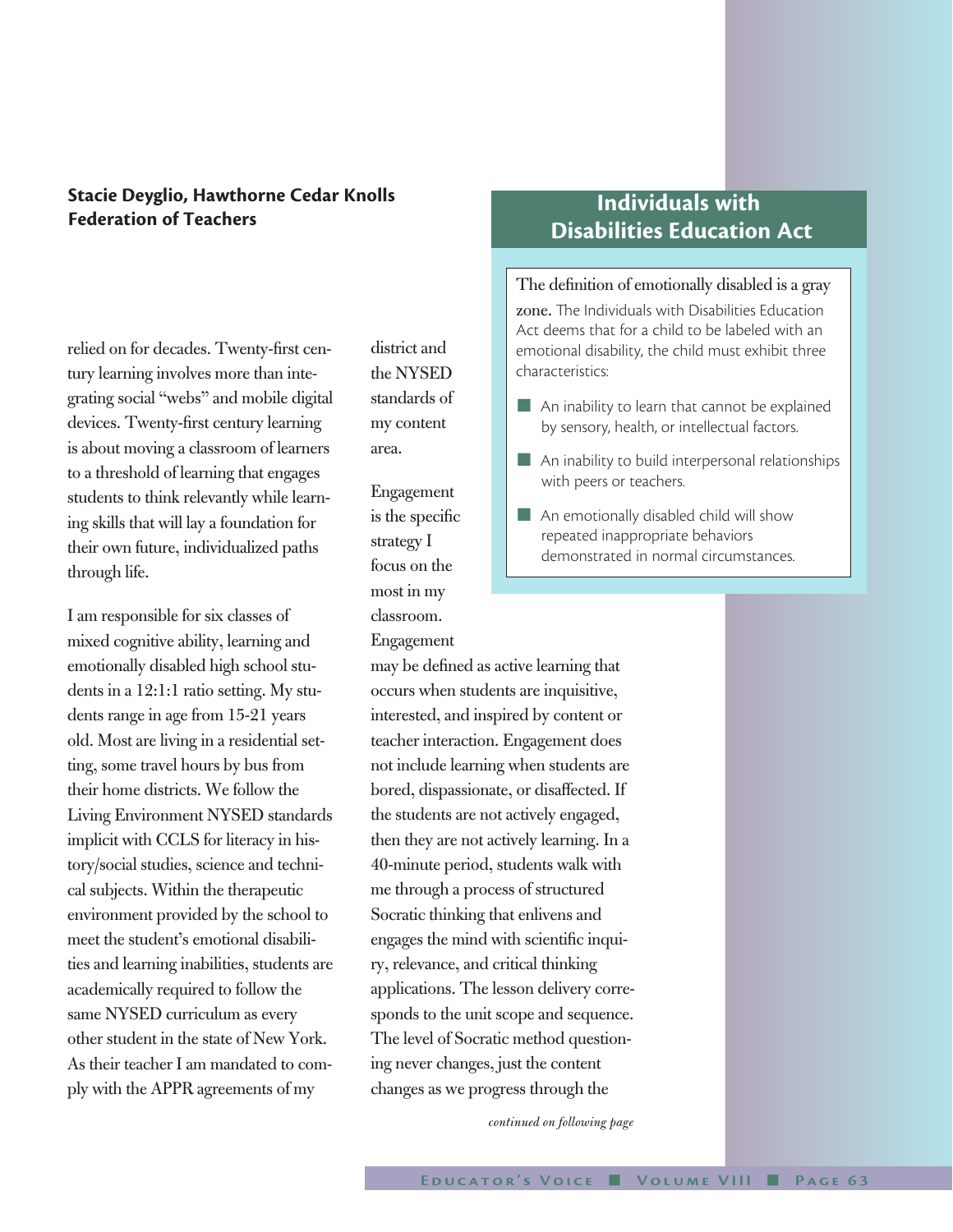**Stacie Deyglio, Hawthorne Cedar Knolls Federation of Teachers**

relied on for decades. Twenty-first century learning involves more than integrating social "webs" and mobile digital devices. Twenty-first century learning is about moving a classroom of learners to a threshold of learning that engages students to think relevantly while learning skills that will lay a foundation for their own future, individualized paths through life.

I am responsible for six classes of mixed cognitive ability, learning and emotionally disabled high school students in a 12:1:1 ratio setting. My students range in age from 15-21 years old. Most are living in a residential setting, some travel hours by bus from their home districts. We follow the Living Environment NYSED standards implicit with CCLS for literacy in history/social studies, science and technical subjects. Within the therapeutic environment provided by the school to meet the student's emotional disabilities and learning inabilities, students are academically required to follow the same NYSED curriculum as every other student in the state of New York. As their teacher I am mandated to comply with the APPR agreements of my district and the NYSED standards of my content area.

Engagement is the specific strategy I focus on the most in my classroom. Engagement may be defined as active learning that occurs when students are inquisitive, interested, and inspired by content or teacher interaction. Engagement does not include learning when students are bored, dispassionate, or disaffected. If the students are not actively engaged, then they are not actively learning. In a 40-minute period, students walk with me through a process of structured Socratic thinking that enlivens and engages the mind with scientific inquiry, relevance, and critical thinking applications. The lesson delivery corresponds to the unit scope and sequence. The level of Socratic method questioning never changes, just the content changes as we progress through the

*continued on following page*

## Individuals with Disabilities Education Act

**The definition of emotionally disabled is a gray zone.** The Individuals with Disabilities Education Act deems that for a child to be labeled with an emotional disability, the child must exhibit three characteristics:

- An inability to learn that cannot be explained by sensory, health, or intellectual factors.
- An inability to build interpersonal relationships with peers or teachers.
- An emotionally disabled child will show repeated inappropriate behaviors demonstrated in normal circumstances.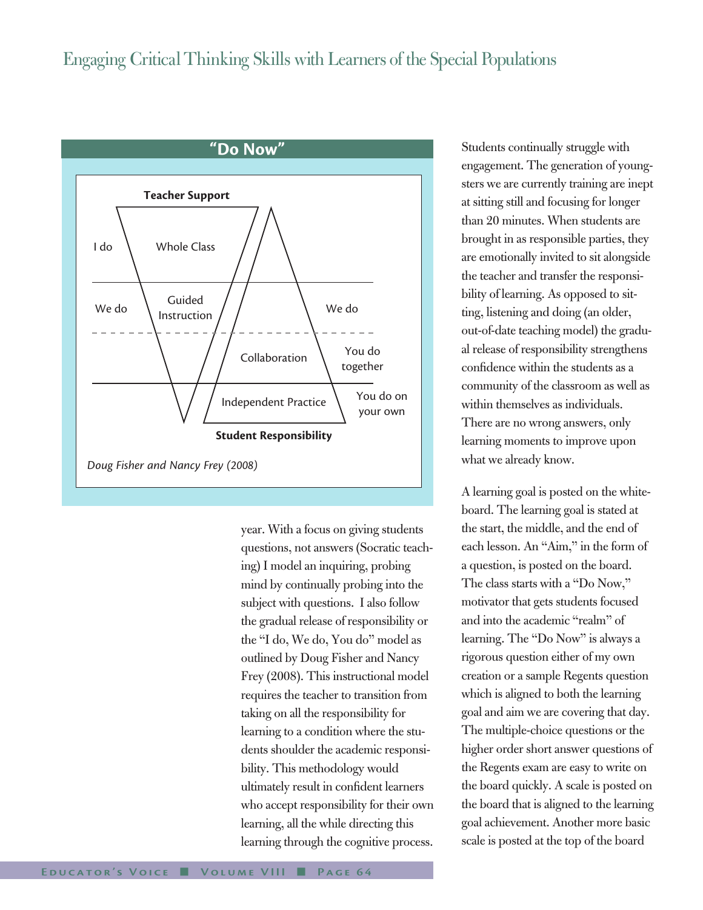### "Do Now"

**Teacher Support**

| | | |
|---|---|---|
| I do | Whole Class | |
| We do | Guided Instruction | We do |
| | Collaboration | You do together |
| | Independent Practice | You do on your own |

**Student Responsibility**

*Doug Fisher and Nancy Frey (2008)*

year. With a focus on giving students questions, not answers (Socratic teaching) I model an inquiring, probing mind by continually probing into the subject with questions. I also follow the gradual release of responsibility or the "I do, We do, You do" model as outlined by Doug Fisher and Nancy Frey (2008). This instructional model requires the teacher to transition from taking on all the responsibility for learning to a condition where the students shoulder the academic responsibility. This methodology would ultimately result in confident learners who accept responsibility for their own learning, all the while directing this learning through the cognitive process.

Students continually struggle with engagement. The generation of youngsters we are currently training are inept at sitting still and focusing for longer than 20 minutes. When students are brought in as responsible parties, they are emotionally invited to sit alongside the teacher and transfer the responsibility of learning. As opposed to sitting, listening and doing (an older, out-of-date teaching model) the gradual release of responsibility strengthens confidence within the students as a community of the classroom as well as within themselves as individuals. There are no wrong answers, only learning moments to improve upon what we already know.

A learning goal is posted on the whiteboard. The learning goal is stated at the start, the middle, and the end of each lesson. An "Aim," in the form of a question, is posted on the board. The class starts with a "Do Now," motivator that gets students focused and into the academic "realm" of learning. The "Do Now" is always a rigorous question either of my own creation or a sample Regents question which is aligned to both the learning goal and aim we are covering that day. The multiple-choice questions or the higher order short answer questions of the Regents exam are easy to write on the board quickly. A scale is posted on the board that is aligned to the learning goal achievement. Another more basic scale is posted at the top of the board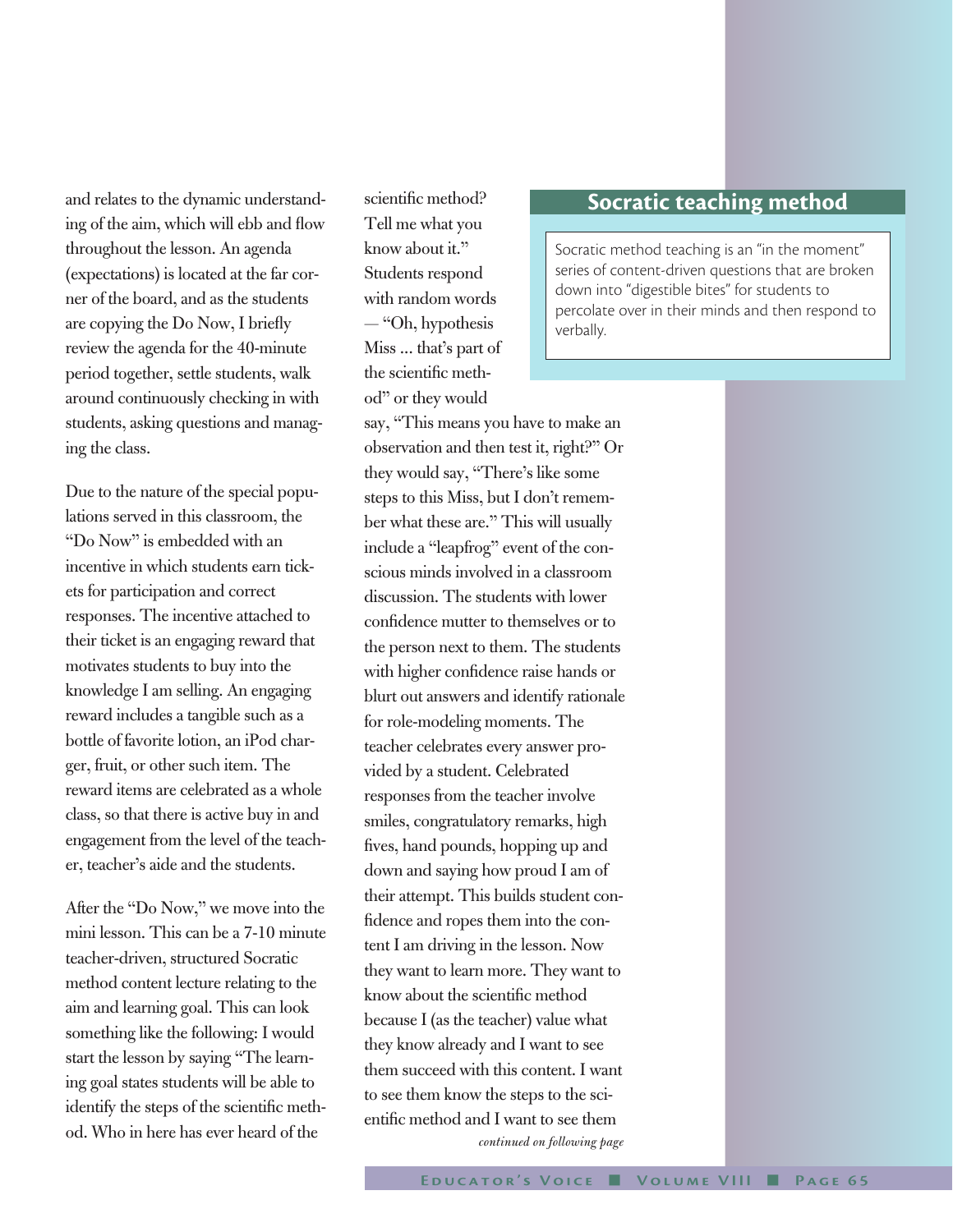and relates to the dynamic understanding of the aim, which will ebb and flow throughout the lesson. An agenda (expectations) is located at the far corner of the board, and as the students are copying the Do Now, I briefly review the agenda for the 40-minute period together, settle students, walk around continuously checking in with students, asking questions and managing the class.

Due to the nature of the special populations served in this classroom, the "Do Now" is embedded with an incentive in which students earn tickets for participation and correct responses. The incentive attached to their ticket is an engaging reward that motivates students to buy into the knowledge I am selling. An engaging reward includes a tangible such as a bottle of favorite lotion, an iPod charger, fruit, or other such item. The reward items are celebrated as a whole class, so that there is active buy in and engagement from the level of the teacher, teacher's aide and the students.

After the "Do Now," we move into the mini lesson. This can be a 7-10 minute teacher-driven, structured Socratic method content lecture relating to the aim and learning goal. This can look something like the following: I would start the lesson by saying "The learning goal states students will be able to identify the steps of the scientific method. Who in here has ever heard of the scientific method? Tell me what you know about it." Students respond with random words — "Oh, hypothesis Miss ... that's part of the scientific method" or they would say, "This means you have to make an observation and then test it, right?" Or they would say, "There's like some steps to this Miss, but I don't remember what these are." This will usually include a "leapfrog" event of the conscious minds involved in a classroom discussion. The students with lower confidence mutter to themselves or to the person next to them. The students with higher confidence raise hands or blurt out answers and identify rationale for role-modeling moments. The teacher celebrates every answer provided by a student. Celebrated responses from the teacher involve smiles, congratulatory remarks, high fives, hand pounds, hopping up and down and saying how proud I am of their attempt. This builds student confidence and ropes them into the content I am driving in the lesson. Now they want to learn more. They want to know about the scientific method because I (as the teacher) value what they know already and I want to see them succeed with this content. I want to see them know the steps to the scientific method and I want to see them

*continued on following page*

## Socratic teaching method

Socratic method teaching is an "in the moment" series of content-driven questions that are broken down into "digestible bites" for students to percolate over in their minds and then respond to verbally.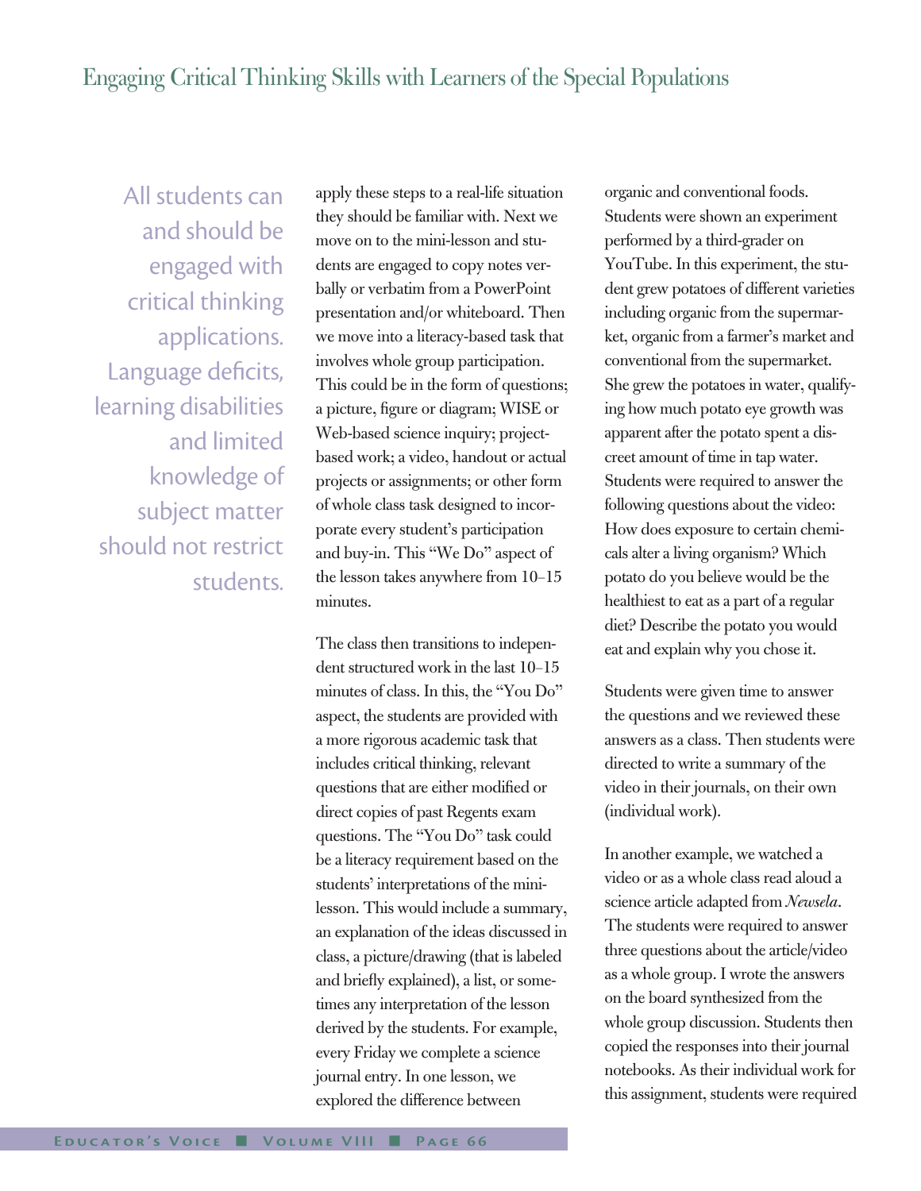> All students can and should be engaged with critical thinking applications. Language deficits, learning disabilities and limited knowledge of subject matter should not restrict students.

apply these steps to a real-life situation they should be familiar with. Next we move on to the mini-lesson and students are engaged to copy notes verbally or verbatim from a PowerPoint presentation and/or whiteboard. Then we move into a literacy-based task that involves whole group participation. This could be in the form of questions; a picture, figure or diagram; WISE or Web-based science inquiry; project-based work; a video, handout or actual projects or assignments; or other form of whole class task designed to incorporate every student's participation and buy-in. This "We Do" aspect of the lesson takes anywhere from 10–15 minutes.

The class then transitions to independent structured work in the last 10–15 minutes of class. In this, the "You Do" aspect, the students are provided with a more rigorous academic task that includes critical thinking, relevant questions that are either modified or direct copies of past Regents exam questions. The "You Do" task could be a literacy requirement based on the students' interpretations of the mini-lesson. This would include a summary, an explanation of the ideas discussed in class, a picture/drawing (that is labeled and briefly explained), a list, or sometimes any interpretation of the lesson derived by the students. For example, every Friday we complete a science journal entry. In one lesson, we explored the difference between organic and conventional foods. Students were shown an experiment performed by a third-grader on YouTube. In this experiment, the student grew potatoes of different varieties including organic from the supermarket, organic from a farmer's market and conventional from the supermarket. She grew the potatoes in water, qualifying how much potato eye growth was apparent after the potato spent a discreet amount of time in tap water. Students were required to answer the following questions about the video: How does exposure to certain chemicals alter a living organism? Which potato do you believe would be the healthiest to eat as a part of a regular diet? Describe the potato you would eat and explain why you chose it.

Students were given time to answer the questions and we reviewed these answers as a class. Then students were directed to write a summary of the video in their journals, on their own (individual work).

In another example, we watched a video or as a whole class read aloud a science article adapted from *Newsela*. The students were required to answer three questions about the article/video as a whole group. I wrote the answers on the board synthesized from the whole group discussion. Students then copied the responses into their journal notebooks. As their individual work for this assignment, students were required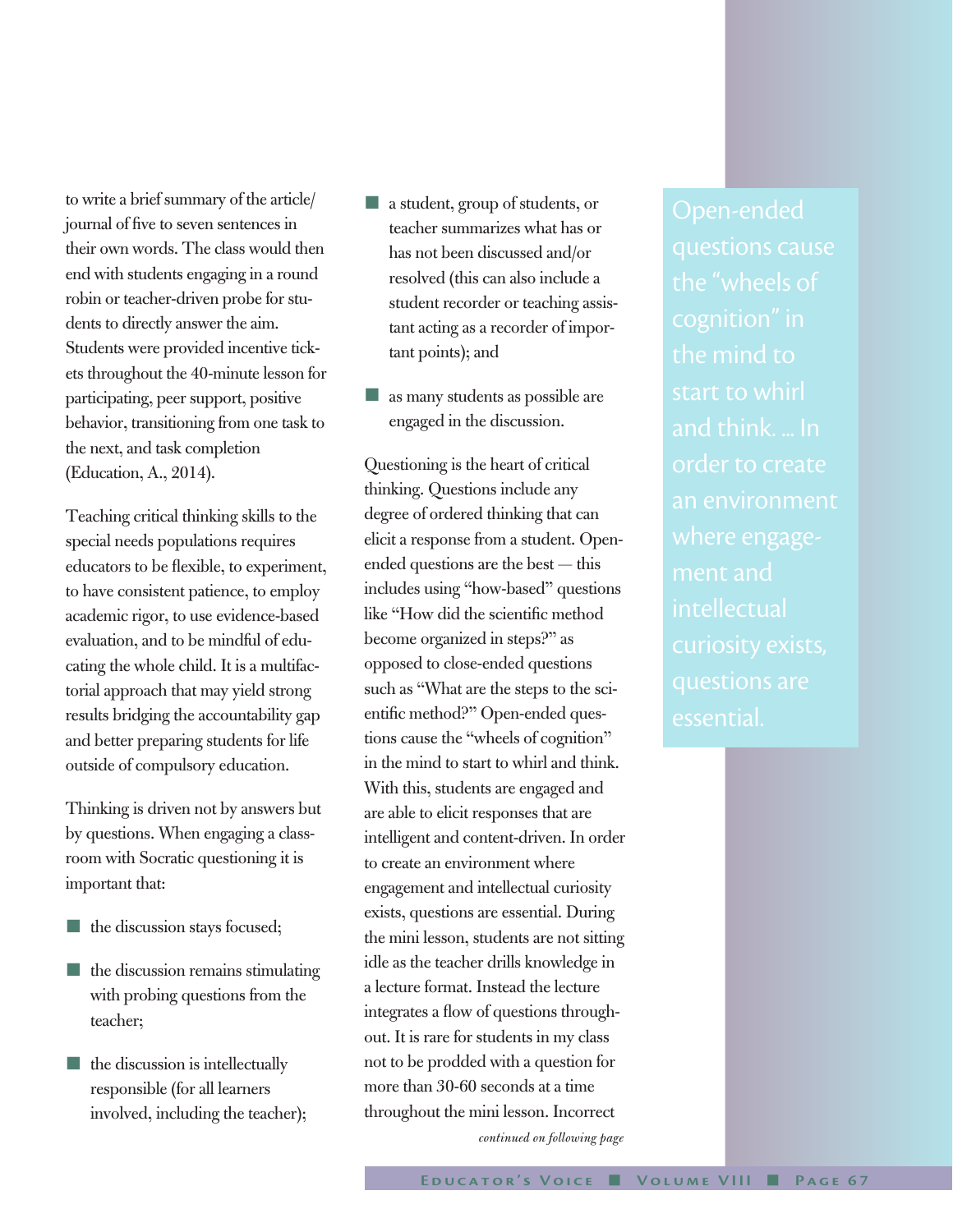to write a brief summary of the article/journal of five to seven sentences in their own words. The class would then end with students engaging in a round robin or teacher-driven probe for students to directly answer the aim. Students were provided incentive tickets throughout the 40-minute lesson for participating, peer support, positive behavior, transitioning from one task to the next, and task completion (Education, A., 2014).

Teaching critical thinking skills to the special needs populations requires educators to be flexible, to experiment, to have consistent patience, to employ academic rigor, to use evidence-based evaluation, and to be mindful of educating the whole child. It is a multifactorial approach that may yield strong results bridging the accountability gap and better preparing students for life outside of compulsory education.

Thinking is driven not by answers but by questions. When engaging a classroom with Socratic questioning it is important that:

- the discussion stays focused;
- the discussion remains stimulating with probing questions from the teacher;
- the discussion is intellectually responsible (for all learners involved, including the teacher);
- a student, group of students, or teacher summarizes what has or has not been discussed and/or resolved (this can also include a student recorder or teaching assistant acting as a recorder of important points); and
- as many students as possible are engaged in the discussion.

Questioning is the heart of critical thinking. Questions include any degree of ordered thinking that can elicit a response from a student. Open-ended questions are the best — this includes using "how-based" questions like "How did the scientific method become organized in steps?" as opposed to close-ended questions such as "What are the steps to the scientific method?" Open-ended questions cause the "wheels of cognition" in the mind to start to whirl and think. With this, students are engaged and are able to elicit responses that are intelligent and content-driven. In order to create an environment where engagement and intellectual curiosity exists, questions are essential. During the mini lesson, students are not sitting idle as the teacher drills knowledge in a lecture format. Instead the lecture integrates a flow of questions throughout. It is rare for students in my class not to be prodded with a question for more than 30-60 seconds at a time throughout the mini lesson. Incorrect

*continued on following page*

> Open-ended questions cause the "wheels of cognition" in the mind to start to whirl and think. ... In order to create an environment where engagement and intellectual curiosity exists, questions are essential.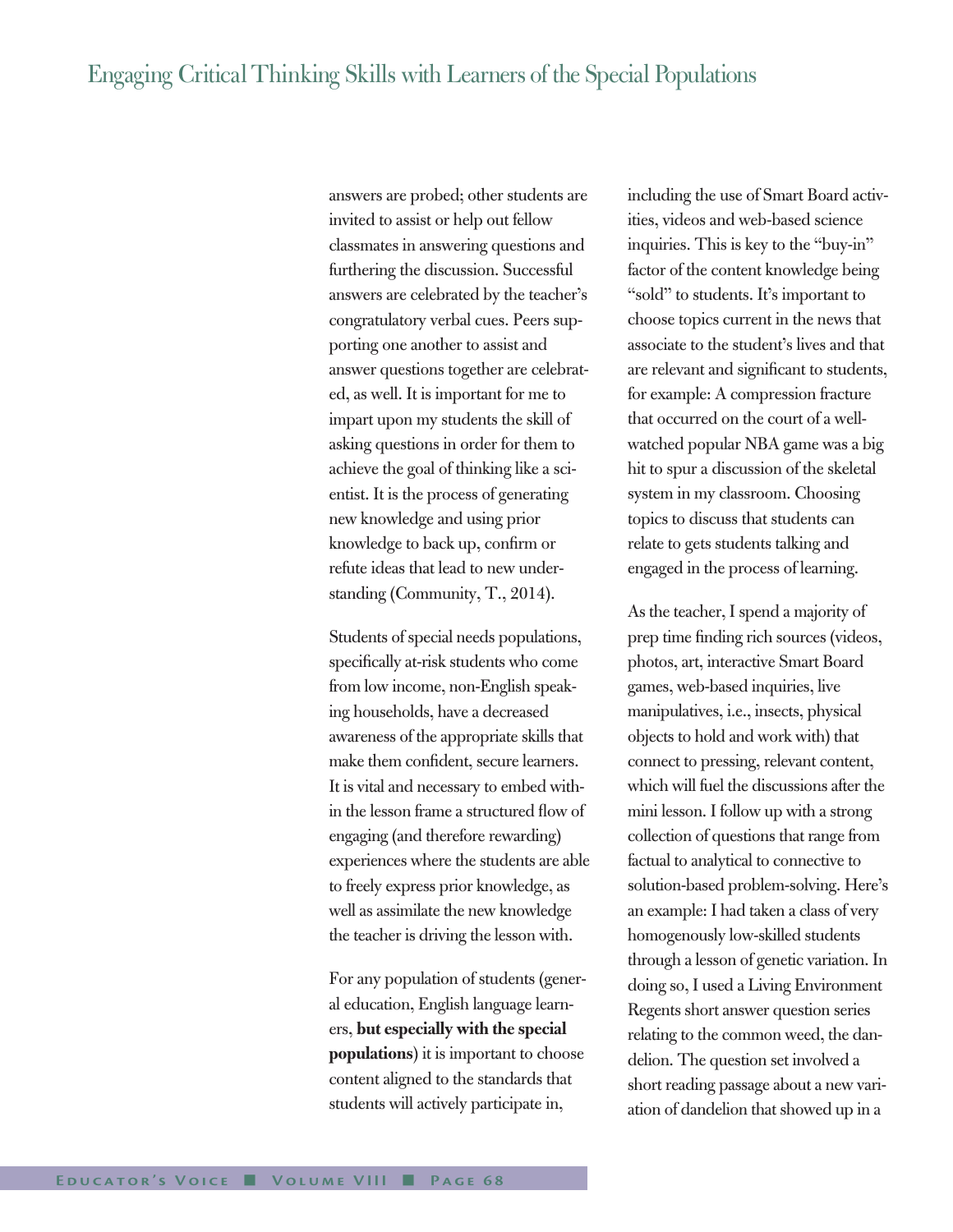answers are probed; other students are invited to assist or help out fellow classmates in answering questions and furthering the discussion. Successful answers are celebrated by the teacher's congratulatory verbal cues. Peers supporting one another to assist and answer questions together are celebrated, as well. It is important for me to impart upon my students the skill of asking questions in order for them to achieve the goal of thinking like a scientist. It is the process of generating new knowledge and using prior knowledge to back up, confirm or refute ideas that lead to new understanding (Community, T., 2014).

Students of special needs populations, specifically at-risk students who come from low income, non-English speaking households, have a decreased awareness of the appropriate skills that make them confident, secure learners. It is vital and necessary to embed within the lesson frame a structured flow of engaging (and therefore rewarding) experiences where the students are able to freely express prior knowledge, as well as assimilate the new knowledge the teacher is driving the lesson with.

For any population of students (general education, English language learners, **but especially with the special populations**) it is important to choose content aligned to the standards that students will actively participate in, including the use of Smart Board activities, videos and web-based science inquiries. This is key to the "buy-in" factor of the content knowledge being "sold" to students. It's important to choose topics current in the news that associate to the student's lives and that are relevant and significant to students, for example: A compression fracture that occurred on the court of a well-watched popular NBA game was a big hit to spur a discussion of the skeletal system in my classroom. Choosing topics to discuss that students can relate to gets students talking and engaged in the process of learning.

As the teacher, I spend a majority of prep time finding rich sources (videos, photos, art, interactive Smart Board games, web-based inquiries, live manipulatives, i.e., insects, physical objects to hold and work with) that connect to pressing, relevant content, which will fuel the discussions after the mini lesson. I follow up with a strong collection of questions that range from factual to analytical to connective to solution-based problem-solving. Here's an example: I had taken a class of very homogenously low-skilled students through a lesson of genetic variation. In doing so, I used a Living Environment Regents short answer question series relating to the common weed, the dandelion. The question set involved a short reading passage about a new variation of dandelion that showed up in a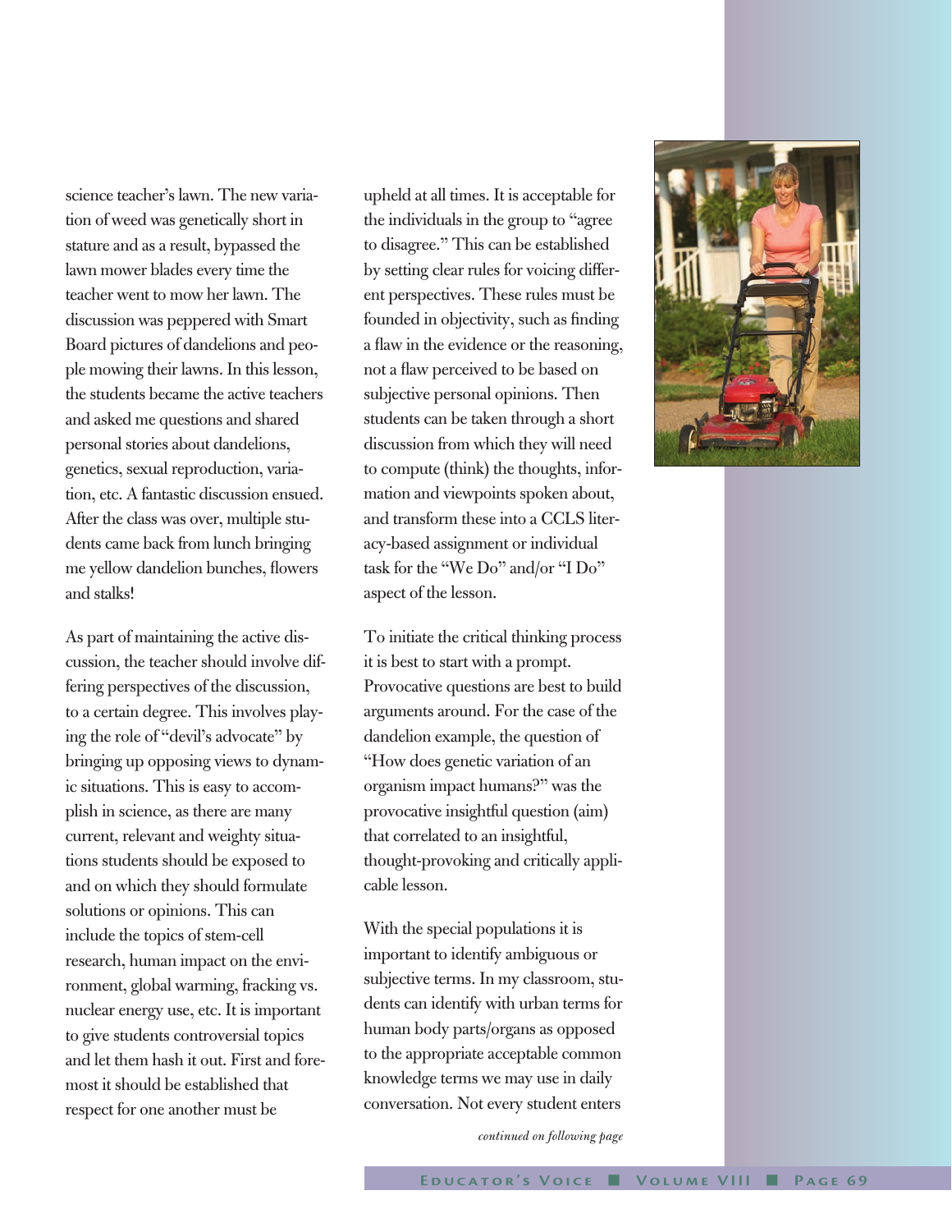science teacher's lawn. The new variation of weed was genetically short in stature and as a result, bypassed the lawn mower blades every time the teacher went to mow her lawn. The discussion was peppered with Smart Board pictures of dandelions and people mowing their lawns. In this lesson, the students became the active teachers and asked me questions and shared personal stories about dandelions, genetics, sexual reproduction, variation, etc. A fantastic discussion ensued. After the class was over, multiple students came back from lunch bringing me yellow dandelion bunches, flowers and stalks!

As part of maintaining the active discussion, the teacher should involve differing perspectives of the discussion, to a certain degree. This involves playing the role of "devil's advocate" by bringing up opposing views to dynamic situations. This is easy to accomplish in science, as there are many current, relevant and weighty situations students should be exposed to and on which they should formulate solutions or opinions. This can include the topics of stem-cell research, human impact on the environment, global warming, fracking vs. nuclear energy use, etc. It is important to give students controversial topics and let them hash it out. First and foremost it should be established that respect for one another must be upheld at all times. It is acceptable for the individuals in the group to "agree to disagree." This can be established by setting clear rules for voicing different perspectives. These rules must be founded in objectivity, such as finding a flaw in the evidence or the reasoning, not a flaw perceived to be based on subjective personal opinions. Then students can be taken through a short discussion from which they will need to compute (think) the thoughts, information and viewpoints spoken about, and transform these into a CCLS literacy-based assignment or individual task for the "We Do" and/or "I Do" aspect of the lesson.

To initiate the critical thinking process it is best to start with a prompt. Provocative questions are best to build arguments around. For the case of the dandelion example, the question of "How does genetic variation of an organism impact humans?" was the provocative insightful question (aim) that correlated to an insightful, thought-provoking and critically applicable lesson.

With the special populations it is important to identify ambiguous or subjective terms. In my classroom, students can identify with urban terms for human body parts/organs as opposed to the appropriate acceptable common knowledge terms we may use in daily conversation. Not every student enters

*continued on following page*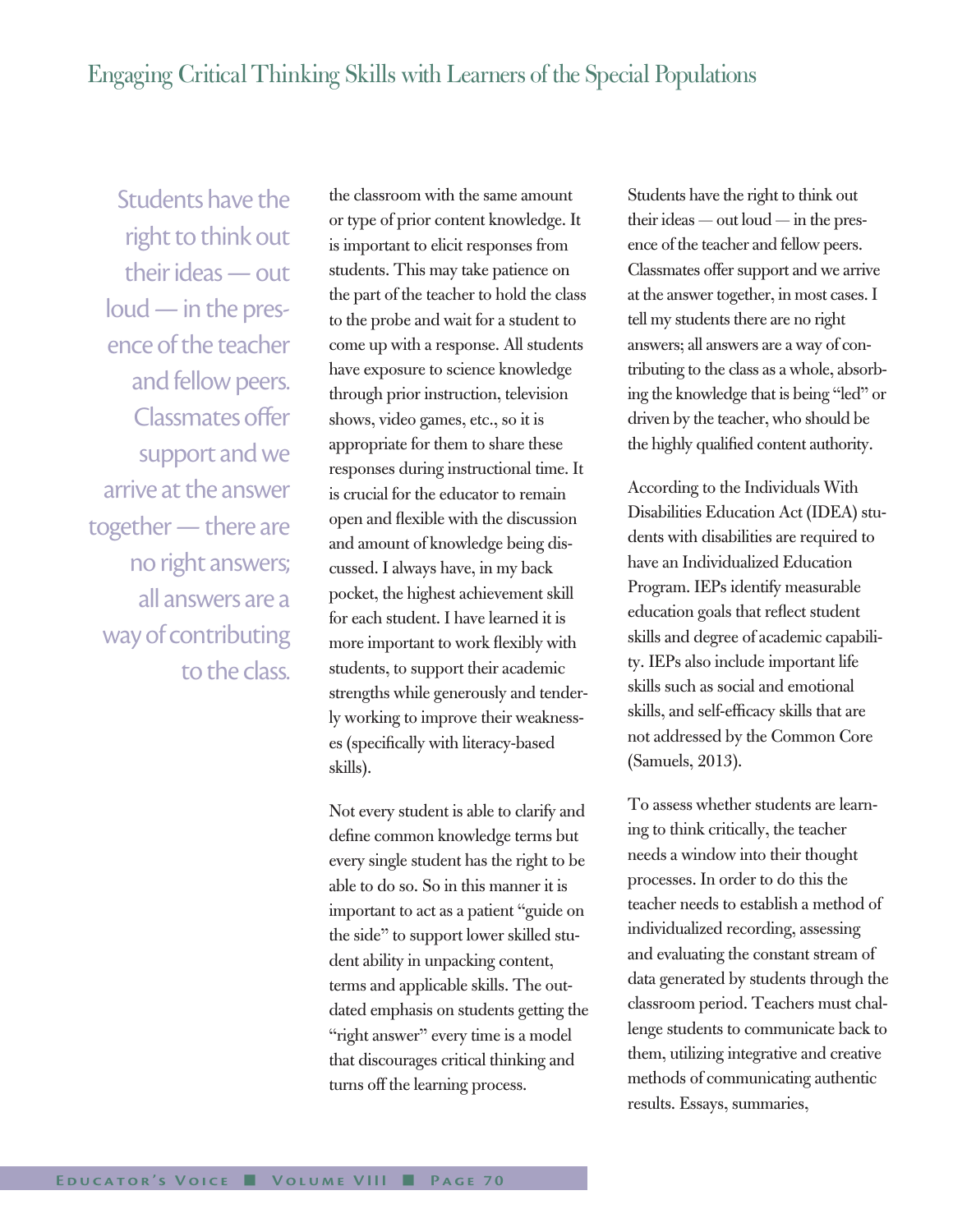> Students have the right to think out their ideas — out loud — in the presence of the teacher and fellow peers. Classmates offer support and we arrive at the answer together — there are no right answers; all answers are a way of contributing to the class.

the classroom with the same amount or type of prior content knowledge. It is important to elicit responses from students. This may take patience on the part of the teacher to hold the class to the probe and wait for a student to come up with a response. All students have exposure to science knowledge through prior instruction, television shows, video games, etc., so it is appropriate for them to share these responses during instructional time. It is crucial for the educator to remain open and flexible with the discussion and amount of knowledge being discussed. I always have, in my back pocket, the highest achievement skill for each student. I have learned it is more important to work flexibly with students, to support their academic strengths while generously and tenderly working to improve their weaknesses (specifically with literacy-based skills).

Not every student is able to clarify and define common knowledge terms but every single student has the right to be able to do so. So in this manner it is important to act as a patient "guide on the side" to support lower skilled student ability in unpacking content, terms and applicable skills. The outdated emphasis on students getting the "right answer" every time is a model that discourages critical thinking and turns off the learning process.

Students have the right to think out their ideas — out loud — in the presence of the teacher and fellow peers. Classmates offer support and we arrive at the answer together, in most cases. I tell my students there are no right answers; all answers are a way of contributing to the class as a whole, absorbing the knowledge that is being "led" or driven by the teacher, who should be the highly qualified content authority.

According to the Individuals With Disabilities Education Act (IDEA) students with disabilities are required to have an Individualized Education Program. IEPs identify measurable education goals that reflect student skills and degree of academic capability. IEPs also include important life skills such as social and emotional skills, and self-efficacy skills that are not addressed by the Common Core (Samuels, 2013).

To assess whether students are learning to think critically, the teacher needs a window into their thought processes. In order to do this the teacher needs to establish a method of individualized recording, assessing and evaluating the constant stream of data generated by students through the classroom period. Teachers must challenge students to communicate back to them, utilizing integrative and creative methods of communicating authentic results. Essays, summaries,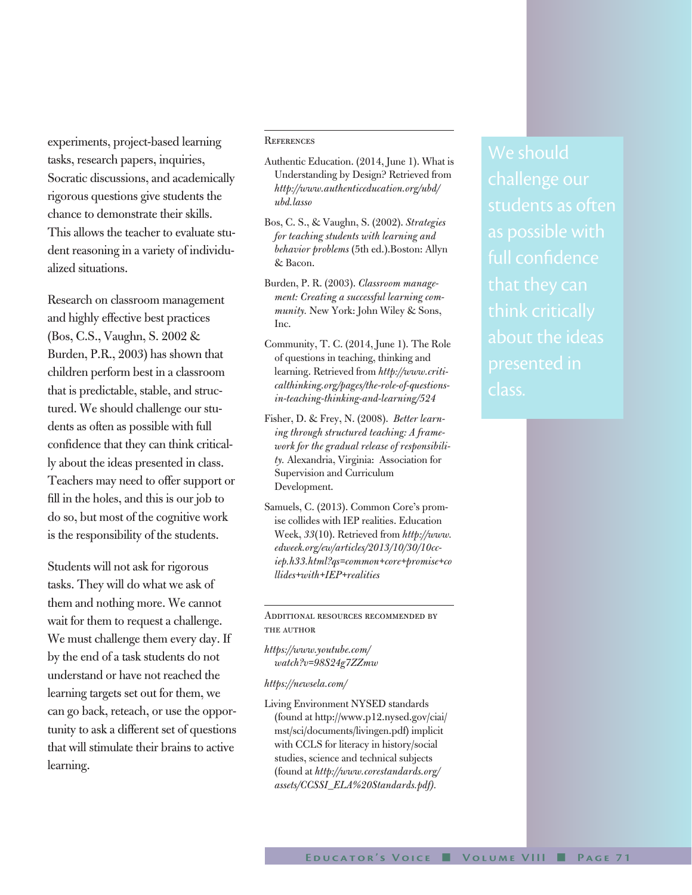experiments, project-based learning tasks, research papers, inquiries, Socratic discussions, and academically rigorous questions give students the chance to demonstrate their skills. This allows the teacher to evaluate student reasoning in a variety of individualized situations.

Research on classroom management and highly effective best practices (Bos, C.S., Vaughn, S. 2002 & Burden, P.R., 2003) has shown that children perform best in a classroom that is predictable, stable, and structured. We should challenge our students as often as possible with full confidence that they can think critically about the ideas presented in class. Teachers may need to offer support or fill in the holes, and this is our job to do so, but most of the cognitive work is the responsibility of the students.

Students will not ask for rigorous tasks. They will do what we ask of them and nothing more. We cannot wait for them to request a challenge. We must challenge them every day. If by the end of a task students do not understand or have not reached the learning targets set out for them, we can go back, reteach, or use the opportunity to ask a different set of questions that will stimulate their brains to active learning.

> We should challenge our students as often as possible with full confidence that they can think critically about the ideas presented in class.

### References

Authentic Education. (2014, June 1). What is Understanding by Design? Retrieved from *http://www.authenticeducation.org/ubd/ubd.lasso*

Bos, C. S., & Vaughn, S. (2002). *Strategies for teaching students with learning and behavior problems* (5th ed.).Boston: Allyn & Bacon.

Burden, P. R. (2003). *Classroom management: Creating a successful learning community.* New York: John Wiley & Sons, Inc.

Community, T. C. (2014, June 1). The Role of questions in teaching, thinking and learning. Retrieved from *http://www.criticalthinking.org/pages/the-role-of-questions-in-teaching-thinking-and-learning/524*

Fisher, D. & Frey, N. (2008). *Better learning through structured teaching: A framework for the gradual release of responsibility.* Alexandria, Virginia: Association for Supervision and Curriculum Development.

Samuels, C. (2013). Common Core's promise collides with IEP realities. Education Week, *33*(10). Retrieved from *http://www.edweek.org/ew/articles/2013/10/30/10cc-iep.h33.html?qs=common+core+promise+collides+with+IEP+realities*

### Additional resources recommended by the author

*https://www.youtube.com/watch?v=98S24g7ZZmw*

*https://newsela.com/*

Living Environment NYSED standards (found at http://www.p12.nysed.gov/ciai/mst/sci/documents/livingen.pdf) implicit with CCLS for literacy in history/social studies, science and technical subjects (found at *http://www.corestandards.org/assets/CCSSI_ELA%20Standards.pdf).*